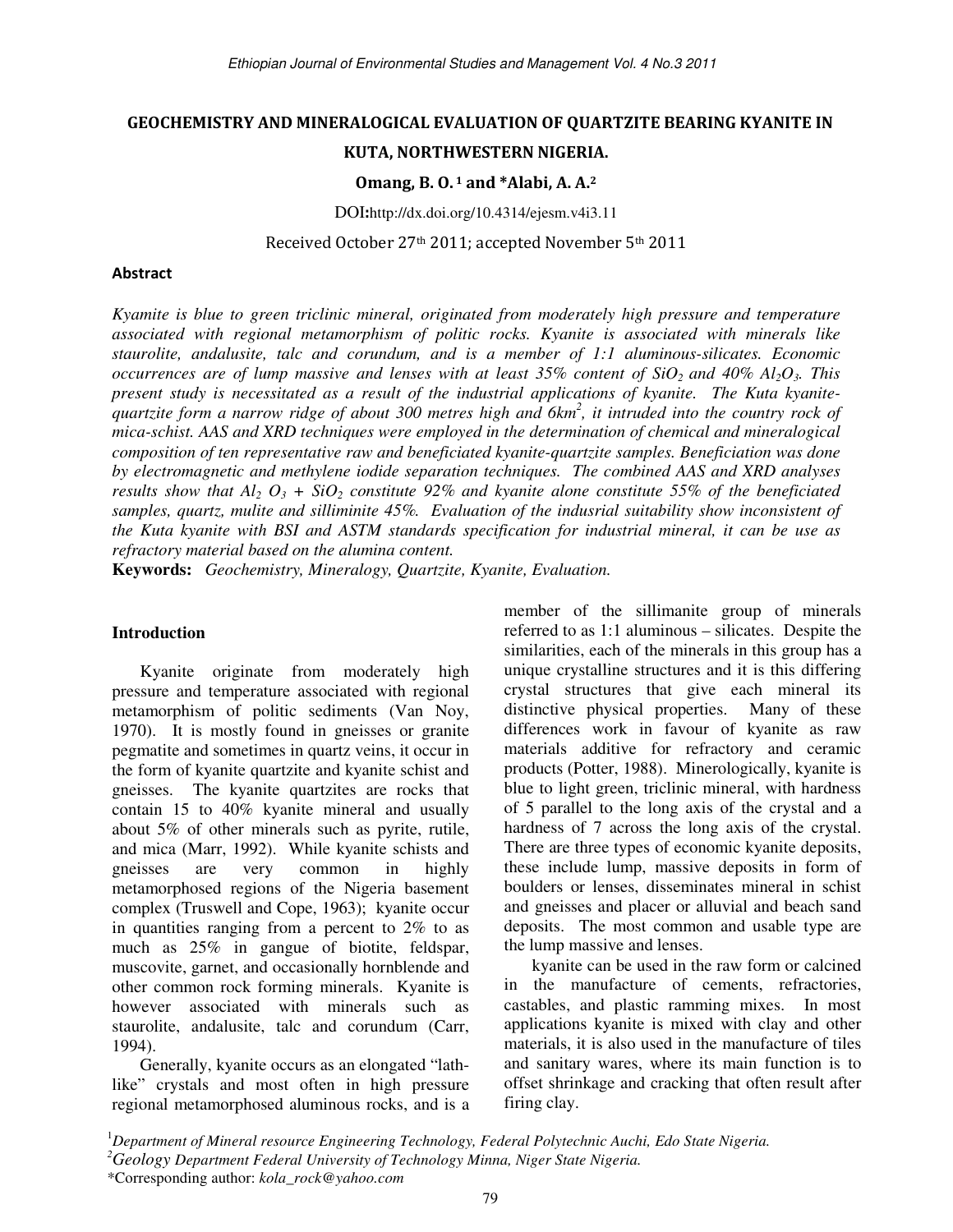# GEOCHEMISTRY AND MINERALOGICAL EVALUATION OF QUARTZITE BEARING KYANITE IN KUTA, NORTHWESTERN NIGERIA.

**Omang, B. O.** [1] **and \*Alabi, A. A.** [2]

DOI:http://dx.doi.org/10.4314/ejesm.v4i3.11

Received October 27th 2011; accepted November 5th 2011

### Abstract

*Kyamite is blue to green triclinic mineral, originated from moderately high pressure and temperature associated with regional metamorphism of politic rocks. Kyanite is associated with minerals like staurolite, andalusite, talc and corundum, and is a member of 1:1 aluminous-silicates. Economic occurrences are of lump massive and lenses with at least 35% content of $SiO_2$ and 40% $Al_2O_3$. This present study is necessitated as a result of the industrial applications of kyanite. The Kuta kyanite-quartzite form a narrow ridge of about 300 metres high and 6km$^2$, it intruded into the country rock of mica-schist. AAS and XRD techniques were employed in the determination of chemical and mineralogical composition of ten representative raw and beneficiated kyanite-quartzite samples. Beneficiation was done by electromagnetic and methylene iodide separation techniques. The combined AAS and XRD analyses results show that $Al_2O_3$ + $SiO_2$ constitute 92% and kyanite alone constitute 55% of the beneficiated samples, quartz, mulite and silliminite 45%. Evaluation of the indusrial suitability show inconsistent of the Kuta kyanite with BSI and ASTM standards specification for industrial mineral, it can be use as refractory material based on the alumina content.*

**Keywords:** *Geochemistry, Mineralogy, Quartzite, Kyanite, Evaluation.*

## Introduction

Kyanite originate from moderately high pressure and temperature associated with regional metamorphism of politic sediments (Van Noy, 1970). It is mostly found in gneisses or granite pegmatite and sometimes in quartz veins, it occur in the form of kyanite quartzite and kyanite schist and gneisses. The kyanite quartzites are rocks that contain 15 to 40% kyanite mineral and usually about 5% of other minerals such as pyrite, rutile, and mica (Marr, 1992). While kyanite schists and gneisses are very common in highly metamorphosed regions of the Nigeria basement complex (Truswell and Cope, 1963); kyanite occur in quantities ranging from a percent to 2% to as much as 25% in gangue of biotite, feldspar, muscovite, garnet, and occasionally hornblende and other common rock forming minerals. Kyanite is however associated with minerals such as staurolite, andalusite, talc and corundum (Carr, 1994).

Generally, kyanite occurs as an elongated "lath-like" crystals and most often in high pressure regional metamorphosed aluminous rocks, and is a member of the sillimanite group of minerals referred to as 1:1 aluminous – silicates. Despite the similarities, each of the minerals in this group has a unique crystalline structures and it is this differing crystal structures that give each mineral its distinctive physical properties. Many of these differences work in favour of kyanite as raw materials additive for refractory and ceramic products (Potter, 1988). Minerologically, kyanite is blue to light green, triclinic mineral, with hardness of 5 parallel to the long axis of the crystal and a hardness of 7 across the long axis of the crystal. There are three types of economic kyanite deposits, these include lump, massive deposits in form of boulders or lenses, disseminates mineral in schist and gneisses and placer or alluvial and beach sand deposits. The most common and usable type are the lump massive and lenses.

kyanite can be used in the raw form or calcined in the manufacture of cements, refractories, castables, and plastic ramming mixes. In most applications kyanite is mixed with clay and other materials, it is also used in the manufacture of tiles and sanitary wares, where its main function is to offset shrinkage and cracking that often result after firing clay.

[1] *Department of Mineral resource Engineering Technology, Federal Polytechnic Auchi, Edo State Nigeria.*
[2] *Geology Department Federal University of Technology Minna, Niger State Nigeria.*
\*Corresponding author: *kola_rock@yahoo.com*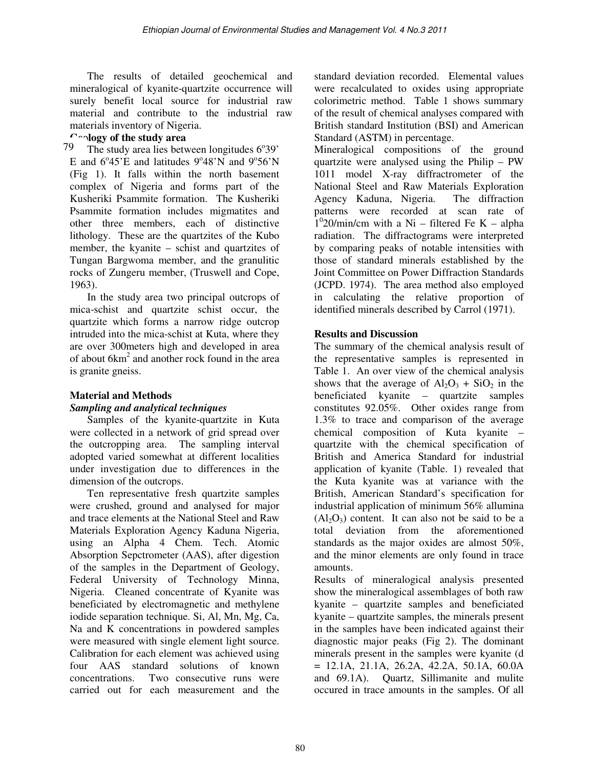The results of detailed geochemical and mineralogical of kyanite-quartzite occurrence will surely benefit local source for industrial raw material and contribute to the industrial raw materials inventory of Nigeria.

**Geology of the study area**

The study area lies between longitudes 6°39' E and 6°45'E and latitudes 9°48'N and 9°56'N (Fig 1). It falls within the north basement complex of Nigeria and forms part of the Kusheriki Psammite formation. The Kusheriki Psammite formation includes migmatites and other three members, each of distinctive lithology. These are the quartzites of the Kubo member, the kyanite – schist and quartzites of Tungan Bargwoma member, and the granulitic rocks of Zungeru member, (Truswell and Cope, 1963).

In the study area two principal outcrops of mica-schist and quartzite schist occur, the quartzite which forms a narrow ridge outcrop intruded into the mica-schist at Kuta, where they are over 300meters high and developed in area of about 6km$^2$ and another rock found in the area is granite gneiss.

**Material and Methods**

***Sampling and analytical techniques***

Samples of the kyanite-quartzite in Kuta were collected in a network of grid spread over the outcropping area. The sampling interval adopted varied somewhat at different localities under investigation due to differences in the dimension of the outcrops.

Ten representative fresh quartzite samples were crushed, ground and analysed for major and trace elements at the National Steel and Raw Materials Exploration Agency Kaduna Nigeria, using an Alpha 4 Chem. Tech. Atomic Absorption Sepctrometer (AAS), after digestion of the samples in the Department of Geology, Federal University of Technology Minna, Nigeria. Cleaned concentrate of Kyanite was beneficiated by electromagnetic and methylene iodide separation technique. Si, Al, Mn, Mg, Ca, Na and K concentrations in powdered samples were measured with single element light source. Calibration for each element was achieved using four AAS standard solutions of known concentrations. Two consecutive runs were carried out for each measurement and the standard deviation recorded. Elemental values were recalculated to oxides using appropriate colorimetric method. Table 1 shows summary of the result of chemical analyses compared with British standard Institution (BSI) and American Standard (ASTM) in percentage.

Mineralogical compositions of the ground quartzite were analysed using the Philip – PW 1011 model X-ray diffractrometer of the National Steel and Raw Materials Exploration Agency Kaduna, Nigeria. The diffraction patterns were recorded at scan rate of $1^0 2\theta$/min/cm with a Ni – filtered Fe K – alpha radiation. The diffractograms were interpreted by comparing peaks of notable intensities with those of standard minerals established by the Joint Committee on Power Diffraction Standards (JCPD. 1974). The area method also employed in calculating the relative proportion of identified minerals described by Carrol (1971).

**Results and Discussion**

The summary of the chemical analysis result of the representative samples is represented in Table 1. An over view of the chemical analysis shows that the average of $Al_2O_3$ + $SiO_2$ in the beneficiated kyanite – quartzite samples constitutes 92.05%. Other oxides range from 1.3% to trace and comparison of the average chemical composition of Kuta kyanite – quartzite with the chemical specification of British and America Standard for industrial application of kyanite (Table. 1) revealed that the Kuta kyanite was at variance with the British, American Standard's specification for industrial application of minimum 56% allumina ($Al_2O_3$) content. It can also not be said to be a total deviation from the aforementioned standards as the major oxides are almost 50%, and the minor elements are only found in trace amounts.

Results of mineralogical analysis presented show the mineralogical assemblages of both raw kyanite – quartzite samples and beneficiated kyanite – quartzite samples, the minerals present in the samples have been indicated against their diagnostic major peaks (Fig 2). The dominant minerals present in the samples were kyanite (d = 12.1A, 21.1A, 26.2A, 42.2A, 50.1A, 60.0A and 69.1A). Quartz, Sillimanite and mulite occured in trace amounts in the samples. Of all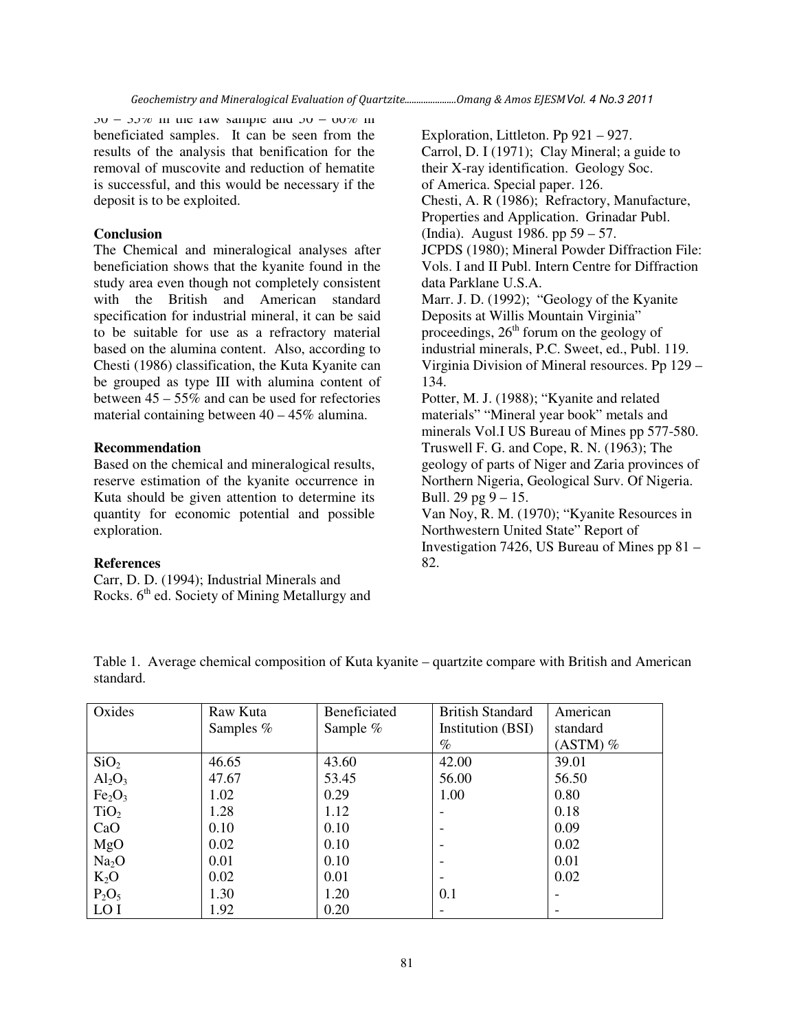30 – 35% in the raw sample and 50 – 60% in beneficiated samples. It can be seen from the results of the analysis that benification for the removal of muscovite and reduction of hematite is successful, and this would be necessary if the deposit is to be exploited.

**Conclusion**

The Chemical and mineralogical analyses after beneficiation shows that the kyanite found in the study area even though not completely consistent with the British and American standard specification for industrial mineral, it can be said to be suitable for use as a refractory material based on the alumina content. Also, according to Chesti (1986) classification, the Kuta Kyanite can be grouped as type III with alumina content of between 45 – 55% and can be used for refectories material containing between 40 – 45% alumina.

**Recommendation**

Based on the chemical and mineralogical results, reserve estimation of the kyanite occurrence in Kuta should be given attention to determine its quantity for economic potential and possible exploration.

**References**

Carr, D. D. (1994); Industrial Minerals and Rocks. 6th ed. Society of Mining Metallurgy and Exploration, Littleton. Pp 921 – 927.

Carrol, D. I (1971); Clay Mineral; a guide to their X-ray identification. Geology Soc. of America. Special paper. 126.

Chesti, A. R (1986); Refractory, Manufacture, Properties and Application. Grinadar Publ. (India). August 1986. pp 59 – 57.

JCPDS (1980); Mineral Powder Diffraction File: Vols. I and II Publ. Intern Centre for Diffraction data Parklane U.S.A.

Marr. J. D. (1992); "Geology of the Kyanite Deposits at Willis Mountain Virginia" proceedings, 26th forum on the geology of industrial minerals, P.C. Sweet, ed., Publ. 119. Virginia Division of Mineral resources. Pp 129 – 134.

Potter, M. J. (1988); "Kyanite and related materials" "Mineral year book" metals and minerals Vol.I US Bureau of Mines pp 577-580.

Truswell F. G. and Cope, R. N. (1963); The geology of parts of Niger and Zaria provinces of Northern Nigeria, Geological Surv. Of Nigeria. Bull. 29 pg 9 – 15.

Van Noy, R. M. (1970); "Kyanite Resources in Northwestern United State" Report of Investigation 7426, US Bureau of Mines pp 81 – 82.

Table 1. Average chemical composition of Kuta kyanite – quartzite compare with British and American standard.

| Oxides | Raw Kuta Samples % | Beneficiated Sample % | British Standard Institution (BSI) % | American standard (ASTM) % |
|---|---|---|---|---|
| $SiO_2$ | 46.65 | 43.60 | 42.00 | 39.01 |
| $Al_2O_3$ | 47.67 | 53.45 | 56.00 | 56.50 |
| $Fe_2O_3$ | 1.02 | 0.29 | 1.00 | 0.80 |
| $TiO_2$ | 1.28 | 1.12 | - | 0.18 |
| CaO | 0.10 | 0.10 | - | 0.09 |
| MgO | 0.02 | 0.10 | - | 0.02 |
| $Na_2O$ | 0.01 | 0.10 | - | 0.01 |
| $K_2O$ | 0.02 | 0.01 | - | 0.02 |
| $P_2O_5$ | 1.30 | 1.20 | 0.1 | - |
| LO I | 1.92 | 0.20 | - | - |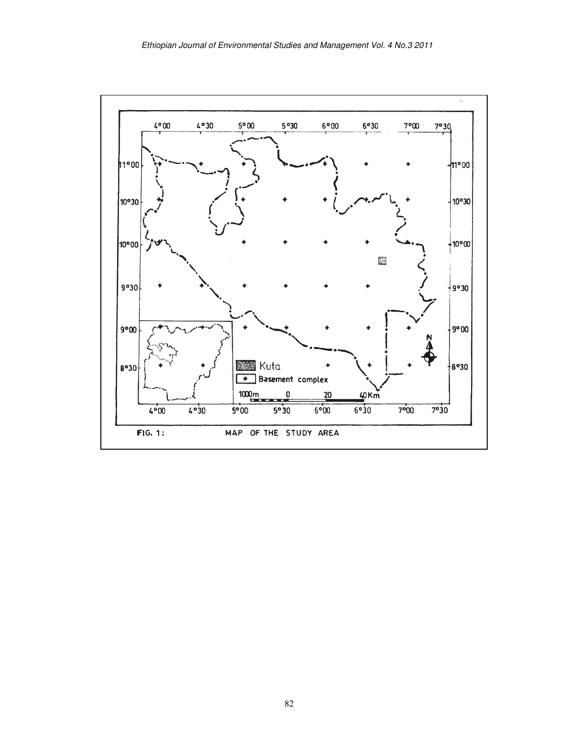FIG. 1: MAP OF THE STUDY AREA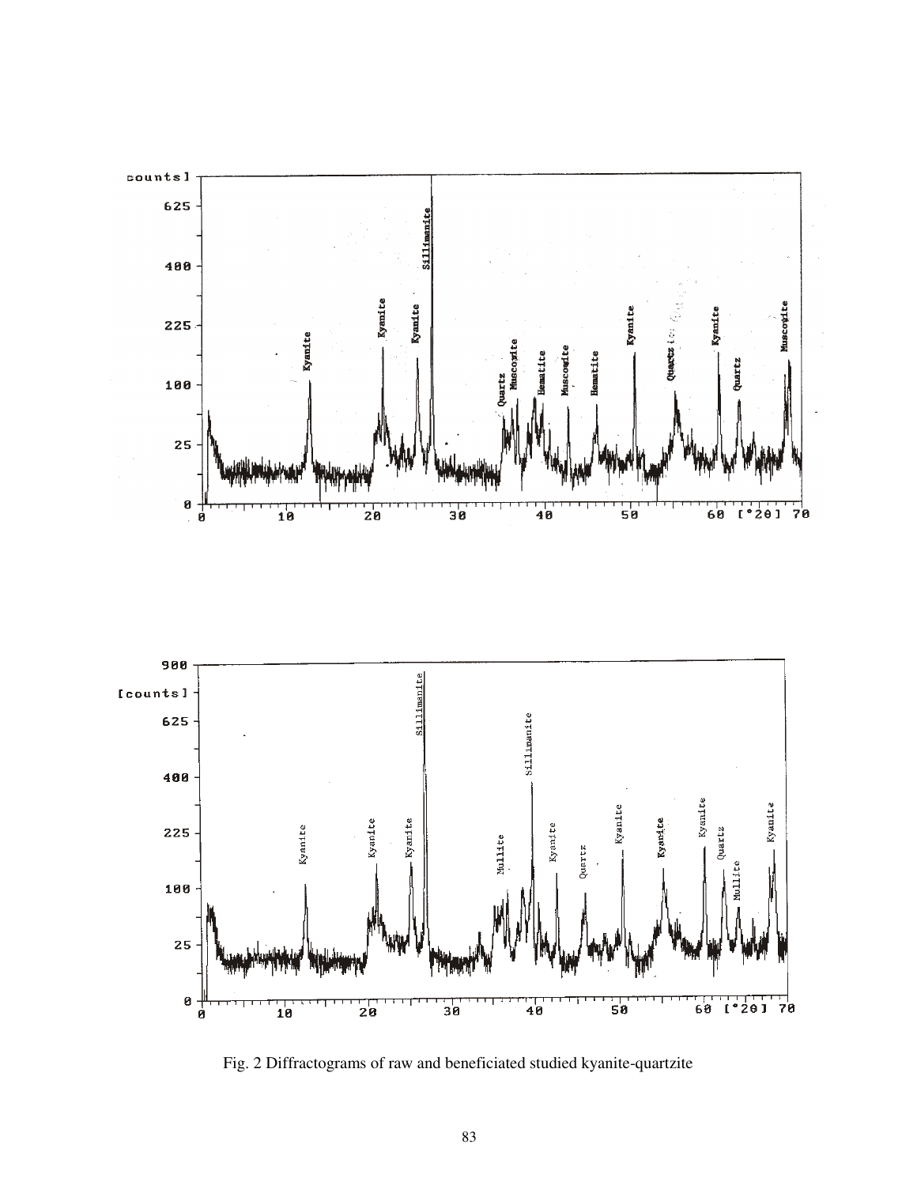counts]

625

400

225

100

25

0

0 10 20 30 40 50 60 [°2θ] 70

Kyanite Kyanite Kyanite Sillimanite Quartz Muscovite Hematite Muscovite Hematite Kyanite Quartz Kyanite Quartz Muscovite

900

[counts]

625

400

225

100

25

0

0 10 20 30 40 50 60 [°2θ] 70

Kyanite Kyanite Kyanite Sillimanite Mullite Sillimanite Kyanite Quartz Kyanite Kyanite Kyanite Quartz Mullite Kyanite

Fig. 2 Diffractograms of raw and beneficiated studied kyanite-quartzite